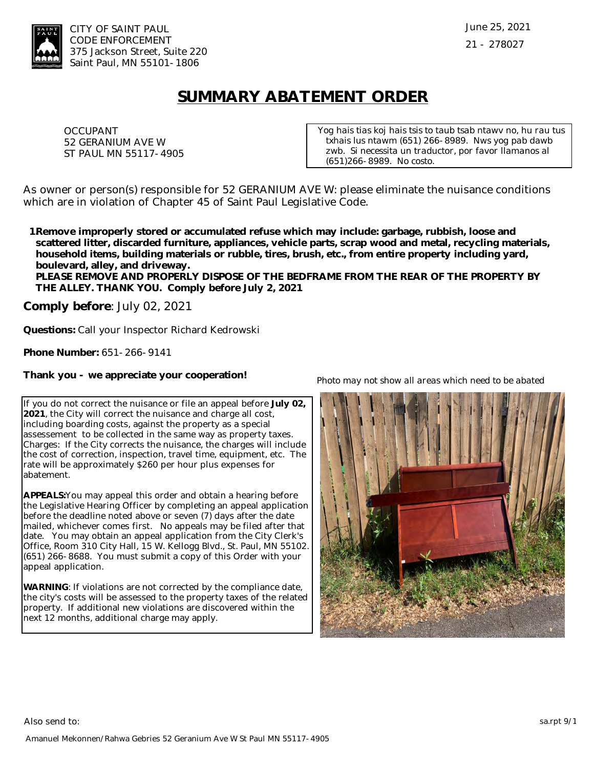CITY OF SAINT PAUL
CODE ENFORCEMENT
375 Jackson Street, Suite 220
Saint Paul, MN 55101-1806

June 25, 2021

21 - 278027

# SUMMARY ABATEMENT ORDER

OCCUPANT
52 GERANIUM AVE W
ST PAUL MN 55117-4905

Yog hais tias koj hais tsis to taub tsab ntawv no, hu rau tus txhais lus ntawm (651) 266-8989. Nws yog pab dawb zwb. Si necessita un traductor, por favor llamanos al (651)266-8989. No costo.

As owner or person(s) responsible for 52 GERANIUM AVE W: please eliminate the nuisance conditions which are in violation of Chapter 45 of Saint Paul Legislative Code.

1. **Remove improperly stored or accumulated refuse which may include: garbage, rubbish, loose and scattered litter, discarded furniture, appliances, vehicle parts, scrap wood and metal, recycling materials, household items, building materials or rubble, tires, brush, etc., from entire property including yard, boulevard, alley, and driveway.**
   **PLEASE REMOVE AND PROPERLY DISPOSE OF THE BEDFRAME FROM THE REAR OF THE PROPERTY BY THE ALLEY. THANK YOU. Comply before July 2, 2021**

**Comply before**: July 02, 2021

**Questions:** Call your Inspector Richard Kedrowski

**Phone Number:** 651-266-9141

**Thank you - we appreciate your cooperation!**

*Photo may not show all areas which need to be abated*

If you do not correct the nuisance or file an appeal before **July 02, 2021**, the City will correct the nuisance and charge all cost, including boarding costs, against the property as a special assessement to be collected in the same way as property taxes. Charges: If the City corrects the nuisance, the charges will include the cost of correction, inspection, travel time, equipment, etc. The rate will be approximately $260 per hour plus expenses for abatement.

**APPEALS:** You may appeal this order and obtain a hearing before the Legislative Hearing Officer by completing an appeal application before the deadline noted above or seven (7) days after the date mailed, whichever comes first. No appeals may be filed after that date. You may obtain an appeal application from the City Clerk's Office, Room 310 City Hall, 15 W. Kellogg Blvd., St. Paul, MN 55102. (651) 266-8688. You must submit a copy of this Order with your appeal application.

**WARNING**: If violations are not corrected by the compliance date, the city's costs will be assessed to the property taxes of the related property. If additional new violations are discovered within the next 12 months, additional charge may apply.

Also send to:

Amanuel Mekonnen/Rahwa Gebries 52 Geranium Ave W St Paul MN 55117-4905

sa.rpt 9/1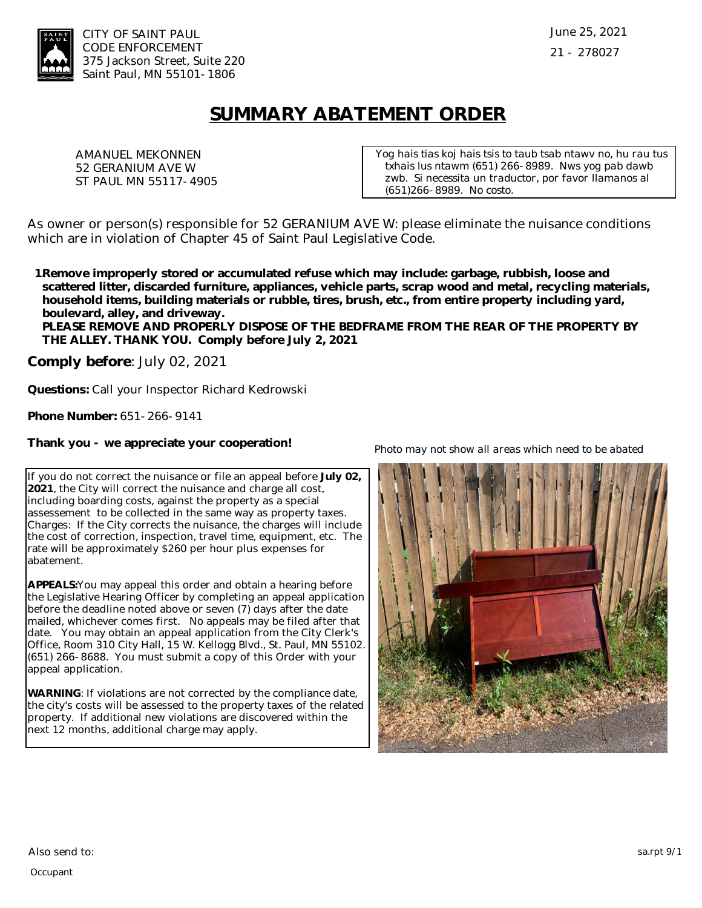CITY OF SAINT PAUL
CODE ENFORCEMENT
375 Jackson Street, Suite 220
Saint Paul, MN 55101-1806

June 25, 2021

21 - 278027

# SUMMARY ABATEMENT ORDER

AMANUEL MEKONNEN
52 GERANIUM AVE W
ST PAUL MN 55117-4905

*Yog hais tias koj hais tsis to taub tsab ntawv no, hu rau tus txhais lus ntawm (651) 266-8989. Nws yog pab dawb zwb. Si necessita un traductor, por favor llamanos al (651)266-8989. No costo.*

As owner or person(s) responsible for 52 GERANIUM AVE W: please eliminate the nuisance conditions which are in violation of Chapter 45 of Saint Paul Legislative Code.

1. **Remove improperly stored or accumulated refuse which may include: garbage, rubbish, loose and scattered litter, discarded furniture, appliances, vehicle parts, scrap wood and metal, recycling materials, household items, building materials or rubble, tires, brush, etc., from entire property including yard, boulevard, alley, and driveway.**
   **PLEASE REMOVE AND PROPERLY DISPOSE OF THE BEDFRAME FROM THE REAR OF THE PROPERTY BY THE ALLEY. THANK YOU. Comply before July 2, 2021**

**Comply before**: July 02, 2021

**Questions:** Call your Inspector Richard Kedrowski

**Phone Number:** 651-266-9141

**Thank you - we appreciate your cooperation!**

*Photo may not show all areas which need to be abated*

If you do not correct the nuisance or file an appeal before **July 02, 2021**, the City will correct the nuisance and charge all cost, including boarding costs, against the property as a special assessement to be collected in the same way as property taxes. Charges: If the City corrects the nuisance, the charges will include the cost of correction, inspection, travel time, equipment, etc. The rate will be approximately $260 per hour plus expenses for abatement.

**APPEALS:** You may appeal this order and obtain a hearing before the Legislative Hearing Officer by completing an appeal application before the deadline noted above or seven (7) days after the date mailed, whichever comes first. No appeals may be filed after that date. You may obtain an appeal application from the City Clerk's Office, Room 310 City Hall, 15 W. Kellogg Blvd., St. Paul, MN 55102. (651) 266-8688. You must submit a copy of this Order with your appeal application.

**WARNING**: If violations are not corrected by the compliance date, the city's costs will be assessed to the property taxes of the related property. If additional new violations are discovered within the next 12 months, additional charge may apply.

Also send to:

Occupant

sa.rpt 9/1